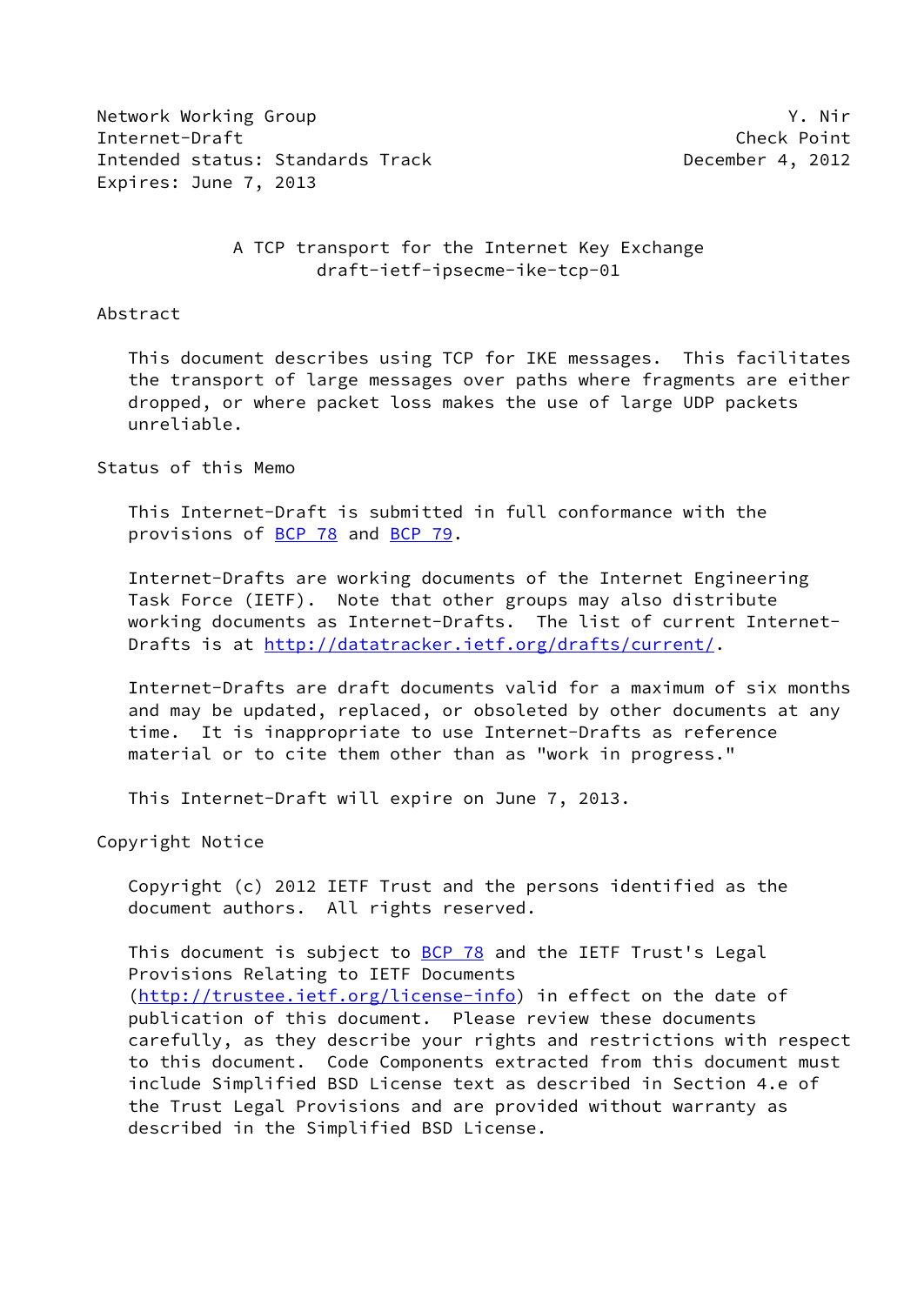Network Working Group Y. Nir
Internet-Draft Check Point
Intended status: Standards Track December 4, 2012
Expires: June 7, 2013

# A TCP transport for the Internet Key Exchange
## draft-ietf-ipsecme-ike-tcp-01

## Abstract

This document describes using TCP for IKE messages. This facilitates the transport of large messages over paths where fragments are either dropped, or where packet loss makes the use of large UDP packets unreliable.

## Status of this Memo

This Internet-Draft is submitted in full conformance with the provisions of BCP 78 and BCP 79.

Internet-Drafts are working documents of the Internet Engineering Task Force (IETF). Note that other groups may also distribute working documents as Internet-Drafts. The list of current Internet-Drafts is at http://datatracker.ietf.org/drafts/current/.

Internet-Drafts are draft documents valid for a maximum of six months and may be updated, replaced, or obsoleted by other documents at any time. It is inappropriate to use Internet-Drafts as reference material or to cite them other than as "work in progress."

This Internet-Draft will expire on June 7, 2013.

## Copyright Notice

Copyright (c) 2012 IETF Trust and the persons identified as the document authors. All rights reserved.

This document is subject to BCP 78 and the IETF Trust's Legal Provisions Relating to IETF Documents (http://trustee.ietf.org/license-info) in effect on the date of publication of this document. Please review these documents carefully, as they describe your rights and restrictions with respect to this document. Code Components extracted from this document must include Simplified BSD License text as described in Section 4.e of the Trust Legal Provisions and are provided without warranty as described in the Simplified BSD License.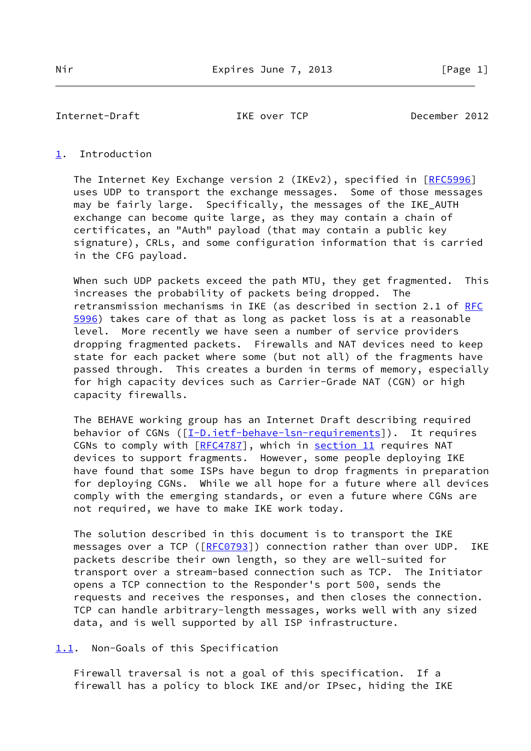## 1. Introduction

The Internet Key Exchange version 2 (IKEv2), specified in [RFC5996] uses UDP to transport the exchange messages. Some of those messages may be fairly large. Specifically, the messages of the IKE_AUTH exchange can become quite large, as they may contain a chain of certificates, an "Auth" payload (that may contain a public key signature), CRLs, and some configuration information that is carried in the CFG payload.

When such UDP packets exceed the path MTU, they get fragmented. This increases the probability of packets being dropped. The retransmission mechanisms in IKE (as described in section 2.1 of RFC 5996) takes care of that as long as packet loss is at a reasonable level. More recently we have seen a number of service providers dropping fragmented packets. Firewalls and NAT devices need to keep state for each packet where some (but not all) of the fragments have passed through. This creates a burden in terms of memory, especially for high capacity devices such as Carrier-Grade NAT (CGN) or high capacity firewalls.

The BEHAVE working group has an Internet Draft describing required behavior of CGNs ([I-D.ietf-behave-lsn-requirements]). It requires CGNs to comply with [RFC4787], which in section 11 requires NAT devices to support fragments. However, some people deploying IKE have found that some ISPs have begun to drop fragments in preparation for deploying CGNs. While we all hope for a future where all devices comply with the emerging standards, or even a future where CGNs are not required, we have to make IKE work today.

The solution described in this document is to transport the IKE messages over a TCP ([RFC0793]) connection rather than over UDP. IKE packets describe their own length, so they are well-suited for transport over a stream-based connection such as TCP. The Initiator opens a TCP connection to the Responder's port 500, sends the requests and receives the responses, and then closes the connection. TCP can handle arbitrary-length messages, works well with any sized data, and is well supported by all ISP infrastructure.

### 1.1. Non-Goals of this Specification

Firewall traversal is not a goal of this specification. If a firewall has a policy to block IKE and/or IPsec, hiding the IKE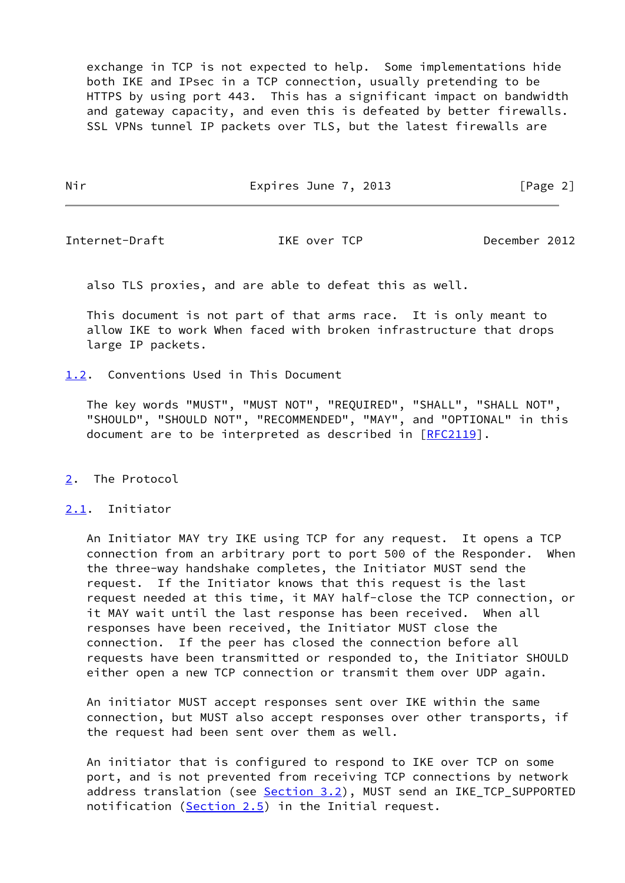exchange in TCP is not expected to help. Some implementations hide both IKE and IPsec in a TCP connection, usually pretending to be HTTPS by using port 443. This has a significant impact on bandwidth and gateway capacity, and even this is defeated by better firewalls. SSL VPNs tunnel IP packets over TLS, but the latest firewalls are also TLS proxies, and are able to defeat this as well.

This document is not part of that arms race. It is only meant to allow IKE to work When faced with broken infrastructure that drops large IP packets.

### 1.2. Conventions Used in This Document

The key words "MUST", "MUST NOT", "REQUIRED", "SHALL", "SHALL NOT", "SHOULD", "SHOULD NOT", "RECOMMENDED", "MAY", and "OPTIONAL" in this document are to be interpreted as described in [RFC2119].

## 2. The Protocol

### 2.1. Initiator

An Initiator MAY try IKE using TCP for any request. It opens a TCP connection from an arbitrary port to port 500 of the Responder. When the three-way handshake completes, the Initiator MUST send the request. If the Initiator knows that this request is the last request needed at this time, it MAY half-close the TCP connection, or it MAY wait until the last response has been received. When all responses have been received, the Initiator MUST close the connection. If the peer has closed the connection before all requests have been transmitted or responded to, the Initiator SHOULD either open a new TCP connection or transmit them over UDP again.

An initiator MUST accept responses sent over IKE within the same connection, but MUST also accept responses over other transports, if the request had been sent over them as well.

An initiator that is configured to respond to IKE over TCP on some port, and is not prevented from receiving TCP connections by network address translation (see Section 3.2), MUST send an IKE_TCP_SUPPORTED notification (Section 2.5) in the Initial request.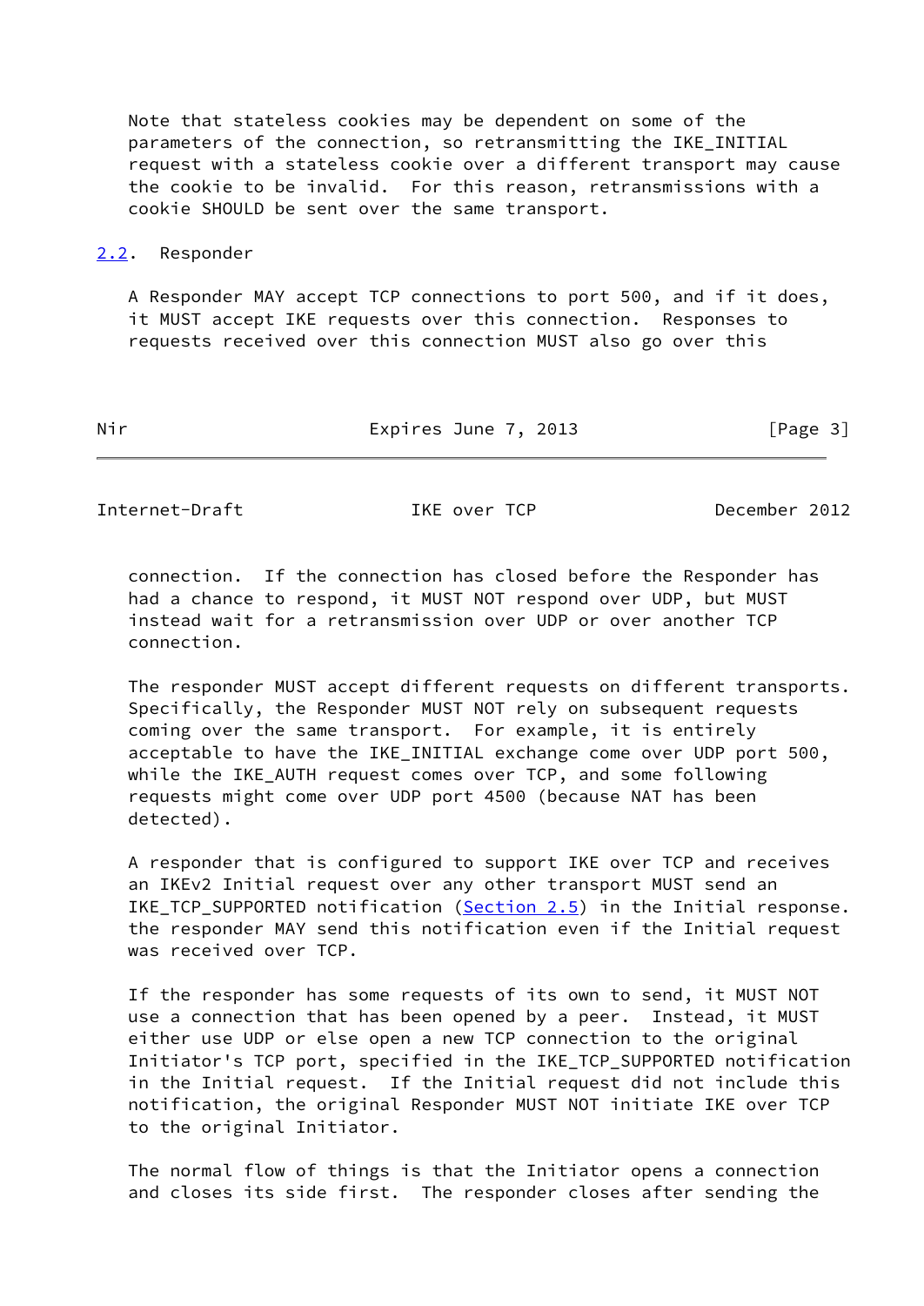Note that stateless cookies may be dependent on some of the parameters of the connection, so retransmitting the IKE_INITIAL request with a stateless cookie over a different transport may cause the cookie to be invalid. For this reason, retransmissions with a cookie SHOULD be sent over the same transport.

### 2.2. Responder

A Responder MAY accept TCP connections to port 500, and if it does, it MUST accept IKE requests over this connection. Responses to requests received over this connection MUST also go over this connection. If the connection has closed before the Responder has had a chance to respond, it MUST NOT respond over UDP, but MUST instead wait for a retransmission over UDP or over another TCP connection.

The responder MUST accept different requests on different transports. Specifically, the Responder MUST NOT rely on subsequent requests coming over the same transport. For example, it is entirely acceptable to have the IKE_INITIAL exchange come over UDP port 500, while the IKE_AUTH request comes over TCP, and some following requests might come over UDP port 4500 (because NAT has been detected).

A responder that is configured to support IKE over TCP and receives an IKEv2 Initial request over any other transport MUST send an IKE_TCP_SUPPORTED notification (Section 2.5) in the Initial response. the responder MAY send this notification even if the Initial request was received over TCP.

If the responder has some requests of its own to send, it MUST NOT use a connection that has been opened by a peer. Instead, it MUST either use UDP or else open a new TCP connection to the original Initiator's TCP port, specified in the IKE_TCP_SUPPORTED notification in the Initial request. If the Initial request did not include this notification, the original Responder MUST NOT initiate IKE over TCP to the original Initiator.

The normal flow of things is that the Initiator opens a connection and closes its side first. The responder closes after sending the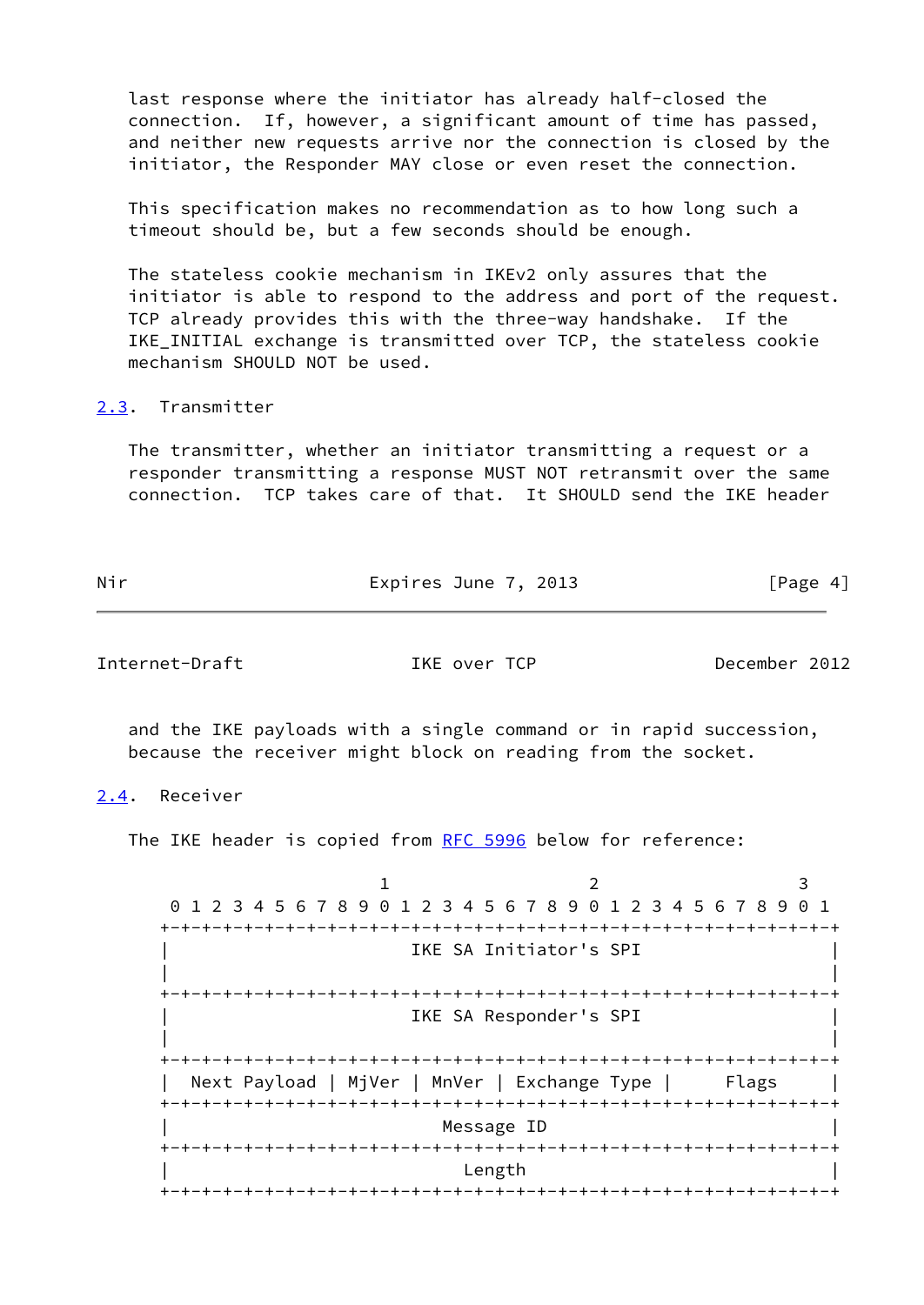last response where the initiator has already half-closed the connection. If, however, a significant amount of time has passed, and neither new requests arrive nor the connection is closed by the initiator, the Responder MAY close or even reset the connection.

This specification makes no recommendation as to how long such a timeout should be, but a few seconds should be enough.

The stateless cookie mechanism in IKEv2 only assures that the initiator is able to respond to the address and port of the request. TCP already provides this with the three-way handshake. If the IKE_INITIAL exchange is transmitted over TCP, the stateless cookie mechanism SHOULD NOT be used.

### 2.3. Transmitter

The transmitter, whether an initiator transmitting a request or a responder transmitting a response MUST NOT retransmit over the same connection. TCP takes care of that. It SHOULD send the IKE header and the IKE payloads with a single command or in rapid succession, because the receiver might block on reading from the socket.

### 2.4. Receiver

The IKE header is copied from RFC 5996 below for reference:

```
                        1                   2                   3
    0 1 2 3 4 5 6 7 8 9 0 1 2 3 4 5 6 7 8 9 0 1 2 3 4 5 6 7 8 9 0 1
   +-+-+-+-+-+-+-+-+-+-+-+-+-+-+-+-+-+-+-+-+-+-+-+-+-+-+-+-+-+-+-+-+
   |                       IKE SA Initiator's SPI                  |
   |                                                               |
   +-+-+-+-+-+-+-+-+-+-+-+-+-+-+-+-+-+-+-+-+-+-+-+-+-+-+-+-+-+-+-+-+
   |                       IKE SA Responder's SPI                  |
   |                                                               |
   +-+-+-+-+-+-+-+-+-+-+-+-+-+-+-+-+-+-+-+-+-+-+-+-+-+-+-+-+-+-+-+-+
   |  Next Payload | MjVer | MnVer | Exchange Type |     Flags     |
   +-+-+-+-+-+-+-+-+-+-+-+-+-+-+-+-+-+-+-+-+-+-+-+-+-+-+-+-+-+-+-+-+
   |                          Message ID                           |
   +-+-+-+-+-+-+-+-+-+-+-+-+-+-+-+-+-+-+-+-+-+-+-+-+-+-+-+-+-+-+-+-+
   |                            Length                             |
   +-+-+-+-+-+-+-+-+-+-+-+-+-+-+-+-+-+-+-+-+-+-+-+-+-+-+-+-+-+-+-+-+
```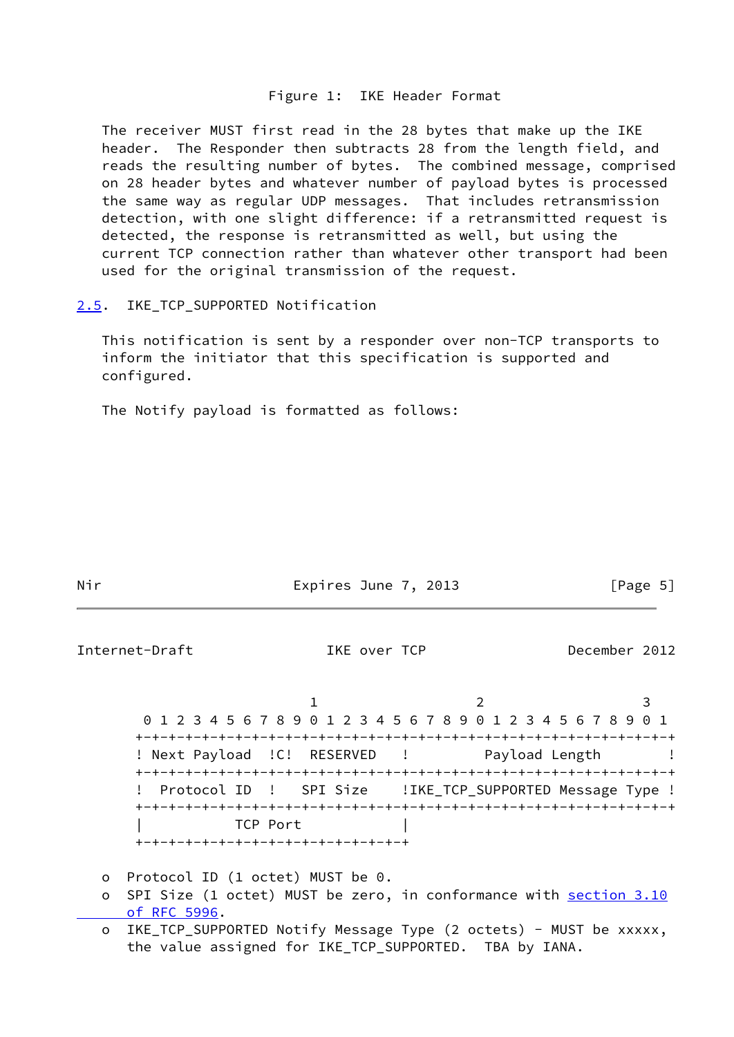Figure 1: IKE Header Format

The receiver MUST first read in the 28 bytes that make up the IKE header. The Responder then subtracts 28 from the length field, and reads the resulting number of bytes. The combined message, comprised on 28 header bytes and whatever number of payload bytes is processed the same way as regular UDP messages. That includes retransmission detection, with one slight difference: if a retransmitted request is detected, the response is retransmitted as well, but using the current TCP connection rather than whatever other transport had been used for the original transmission of the request.

## 2.5. IKE_TCP_SUPPORTED Notification

This notification is sent by a responder over non-TCP transports to inform the initiator that this specification is supported and configured.

The Notify payload is formatted as follows:

```
                     1                   2                   3
 0 1 2 3 4 5 6 7 8 9 0 1 2 3 4 5 6 7 8 9 0 1 2 3 4 5 6 7 8 9 0 1
+-+-+-+-+-+-+-+-+-+-+-+-+-+-+-+-+-+-+-+-+-+-+-+-+-+-+-+-+-+-+-+-+
! Next Payload  !C!  RESERVED   !         Payload Length        !
+-+-+-+-+-+-+-+-+-+-+-+-+-+-+-+-+-+-+-+-+-+-+-+-+-+-+-+-+-+-+-+-+
!  Protocol ID  !   SPI Size    !IKE_TCP_SUPPORTED Message Type !
+-+-+-+-+-+-+-+-+-+-+-+-+-+-+-+-+-+-+-+-+-+-+-+-+-+-+-+-+-+-+-+-+
|           TCP Port            |
+-+-+-+-+-+-+-+-+-+-+-+-+-+-+-+-+
```

- Protocol ID (1 octet) MUST be 0.
- SPI Size (1 octet) MUST be zero, in conformance with section 3.10 of RFC 5996.
- IKE_TCP_SUPPORTED Notify Message Type (2 octets) - MUST be xxxxx, the value assigned for IKE_TCP_SUPPORTED. TBA by IANA.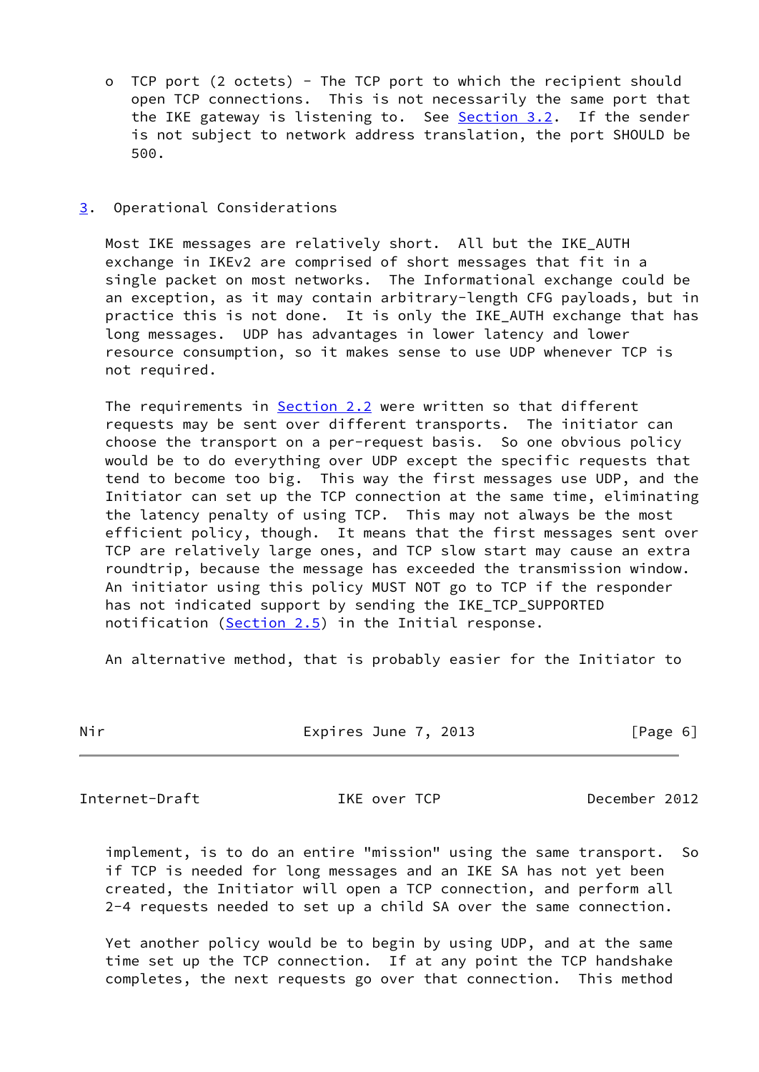- TCP port (2 octets) - The TCP port to which the recipient should open TCP connections. This is not necessarily the same port that the IKE gateway is listening to. See Section 3.2. If the sender is not subject to network address translation, the port SHOULD be 500.

## 3. Operational Considerations

Most IKE messages are relatively short. All but the IKE_AUTH exchange in IKEv2 are comprised of short messages that fit in a single packet on most networks. The Informational exchange could be an exception, as it may contain arbitrary-length CFG payloads, but in practice this is not done. It is only the IKE_AUTH exchange that has long messages. UDP has advantages in lower latency and lower resource consumption, so it makes sense to use UDP whenever TCP is not required.

The requirements in Section 2.2 were written so that different requests may be sent over different transports. The initiator can choose the transport on a per-request basis. So one obvious policy would be to do everything over UDP except the specific requests that tend to become too big. This way the first messages use UDP, and the Initiator can set up the TCP connection at the same time, eliminating the latency penalty of using TCP. This may not always be the most efficient policy, though. It means that the first messages sent over TCP are relatively large ones, and TCP slow start may cause an extra roundtrip, because the message has exceeded the transmission window. An initiator using this policy MUST NOT go to TCP if the responder has not indicated support by sending the IKE_TCP_SUPPORTED notification (Section 2.5) in the Initial response.

An alternative method, that is probably easier for the Initiator to implement, is to do an entire "mission" using the same transport. So if TCP is needed for long messages and an IKE SA has not yet been created, the Initiator will open a TCP connection, and perform all 2-4 requests needed to set up a child SA over the same connection.

Yet another policy would be to begin by using UDP, and at the same time set up the TCP connection. If at any point the TCP handshake completes, the next requests go over that connection. This method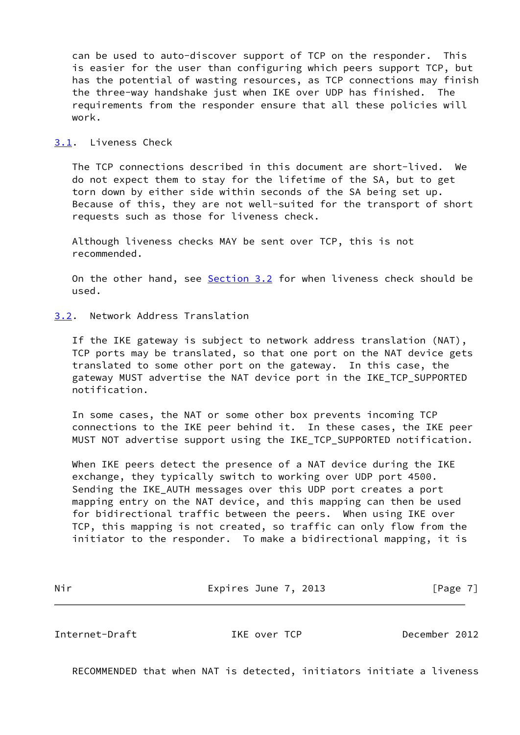can be used to auto-discover support of TCP on the responder. This is easier for the user than configuring which peers support TCP, but has the potential of wasting resources, as TCP connections may finish the three-way handshake just when IKE over UDP has finished. The requirements from the responder ensure that all these policies will work.

### 3.1. Liveness Check

The TCP connections described in this document are short-lived. We do not expect them to stay for the lifetime of the SA, but to get torn down by either side within seconds of the SA being set up. Because of this, they are not well-suited for the transport of short requests such as those for liveness check.

Although liveness checks MAY be sent over TCP, this is not recommended.

On the other hand, see Section 3.2 for when liveness check should be used.

### 3.2. Network Address Translation

If the IKE gateway is subject to network address translation (NAT), TCP ports may be translated, so that one port on the NAT device gets translated to some other port on the gateway. In this case, the gateway MUST advertise the NAT device port in the IKE_TCP_SUPPORTED notification.

In some cases, the NAT or some other box prevents incoming TCP connections to the IKE peer behind it. In these cases, the IKE peer MUST NOT advertise support using the IKE_TCP_SUPPORTED notification.

When IKE peers detect the presence of a NAT device during the IKE exchange, they typically switch to working over UDP port 4500. Sending the IKE_AUTH messages over this UDP port creates a port mapping entry on the NAT device, and this mapping can then be used for bidirectional traffic between the peers. When using IKE over TCP, this mapping is not created, so traffic can only flow from the initiator to the responder. To make a bidirectional mapping, it is RECOMMENDED that when NAT is detected, initiators initiate a liveness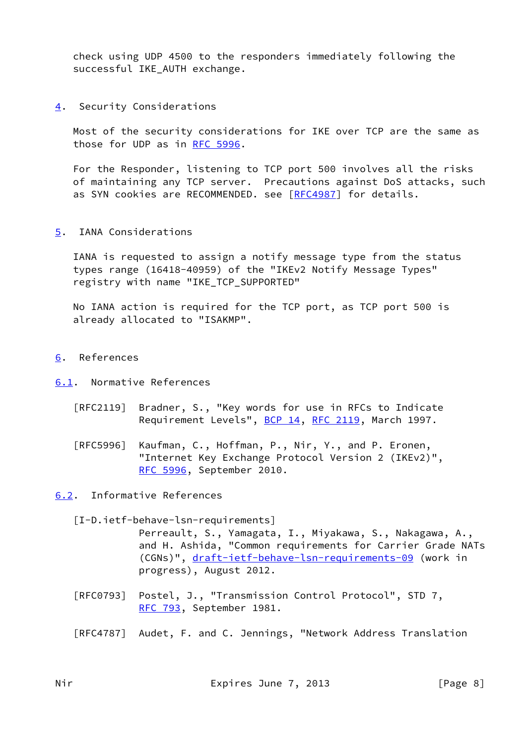check using UDP 4500 to the responders immediately following the successful IKE_AUTH exchange.

## 4. Security Considerations

Most of the security considerations for IKE over TCP are the same as those for UDP as in RFC 5996.

For the Responder, listening to TCP port 500 involves all the risks of maintaining any TCP server. Precautions against DoS attacks, such as SYN cookies are RECOMMENDED. see [RFC4987] for details.

## 5. IANA Considerations

IANA is requested to assign a notify message type from the status types range (16418-40959) of the "IKEv2 Notify Message Types" registry with name "IKE_TCP_SUPPORTED"

No IANA action is required for the TCP port, as TCP port 500 is already allocated to "ISAKMP".

## 6. References

### 6.1. Normative References

[RFC2119] Bradner, S., "Key words for use in RFCs to Indicate Requirement Levels", BCP 14, RFC 2119, March 1997.

[RFC5996] Kaufman, C., Hoffman, P., Nir, Y., and P. Eronen, "Internet Key Exchange Protocol Version 2 (IKEv2)", RFC 5996, September 2010.

### 6.2. Informative References

[I-D.ietf-behave-lsn-requirements]
Perreault, S., Yamagata, I., Miyakawa, S., Nakagawa, A., and H. Ashida, "Common requirements for Carrier Grade NATs (CGNs)", draft-ietf-behave-lsn-requirements-09 (work in progress), August 2012.

[RFC0793] Postel, J., "Transmission Control Protocol", STD 7, RFC 793, September 1981.

[RFC4787] Audet, F. and C. Jennings, "Network Address Translation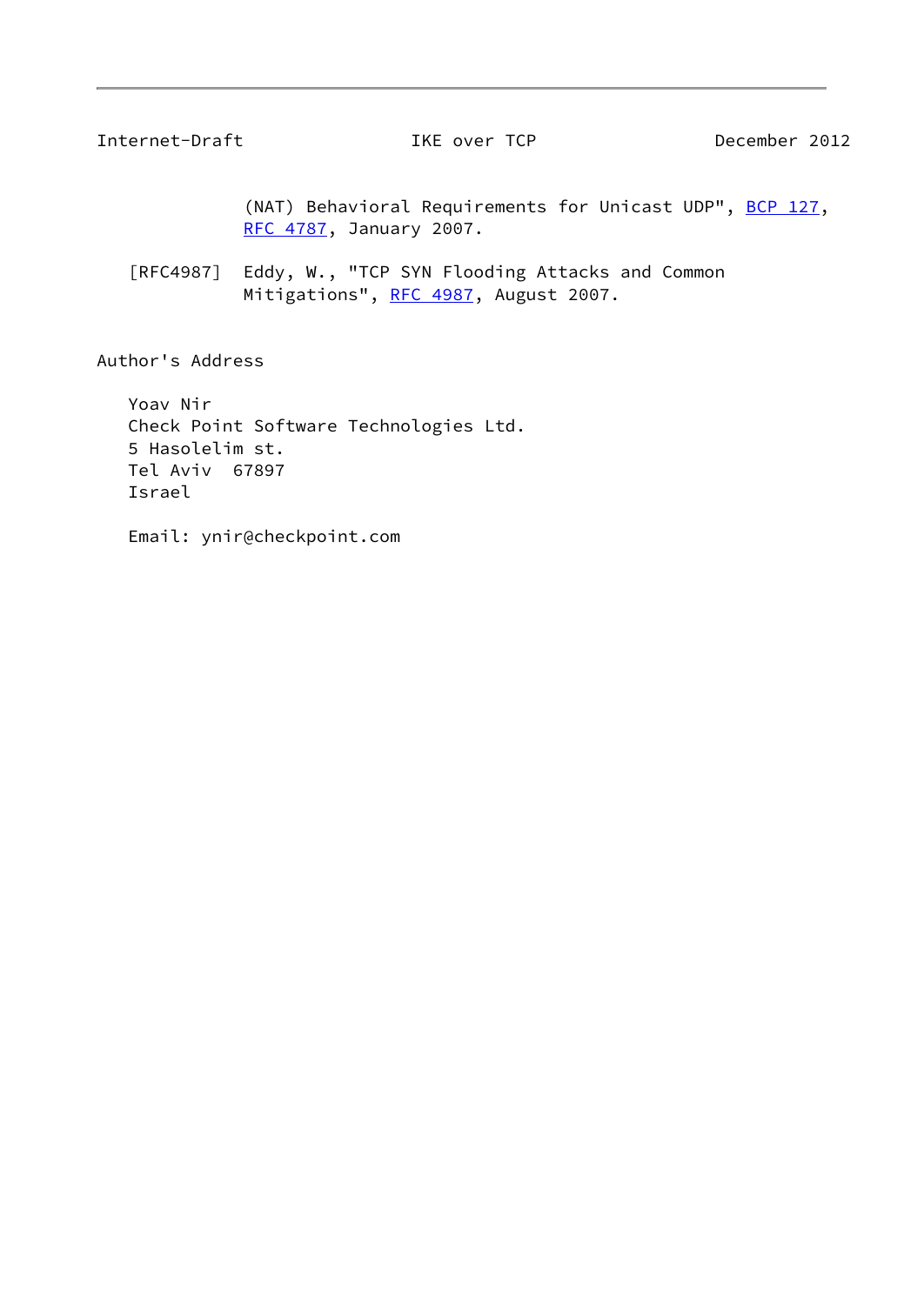(NAT) Behavioral Requirements for Unicast UDP", BCP 127, RFC 4787, January 2007.

[RFC4987] Eddy, W., "TCP SYN Flooding Attacks and Common Mitigations", RFC 4987, August 2007.

## Author's Address

Yoav Nir
Check Point Software Technologies Ltd.
5 Hasolelim st.
Tel Aviv 67897
Israel

Email: ynir@checkpoint.com